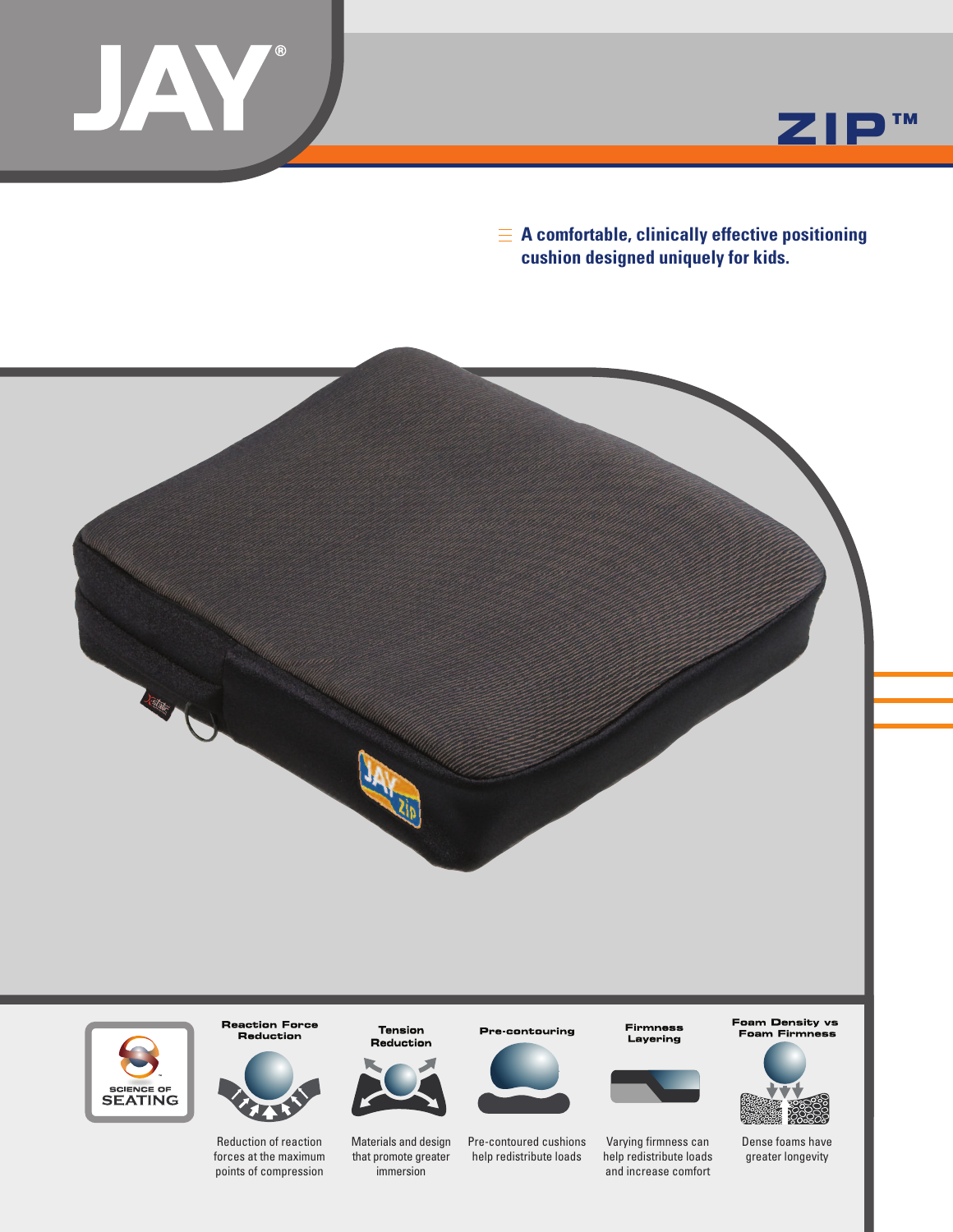# JAY®

## ZIP™

**A comfortable, clinically effective positioning cushion designed uniquely for kids.**

SCIENCE OF SEATING

**Reaction Force Reduction**

Reduction of reaction forces at the maximum points of compression

**Tension Reduction**

Materials and design that promote greater immersion

**Pre-contouring**

Pre-contoured cushions help redistribute loads

**Firmness Layering**

Varying firmness can help redistribute loads and increase comfort

**Foam Density vs Foam Firmness**

Dense foams have greater longevity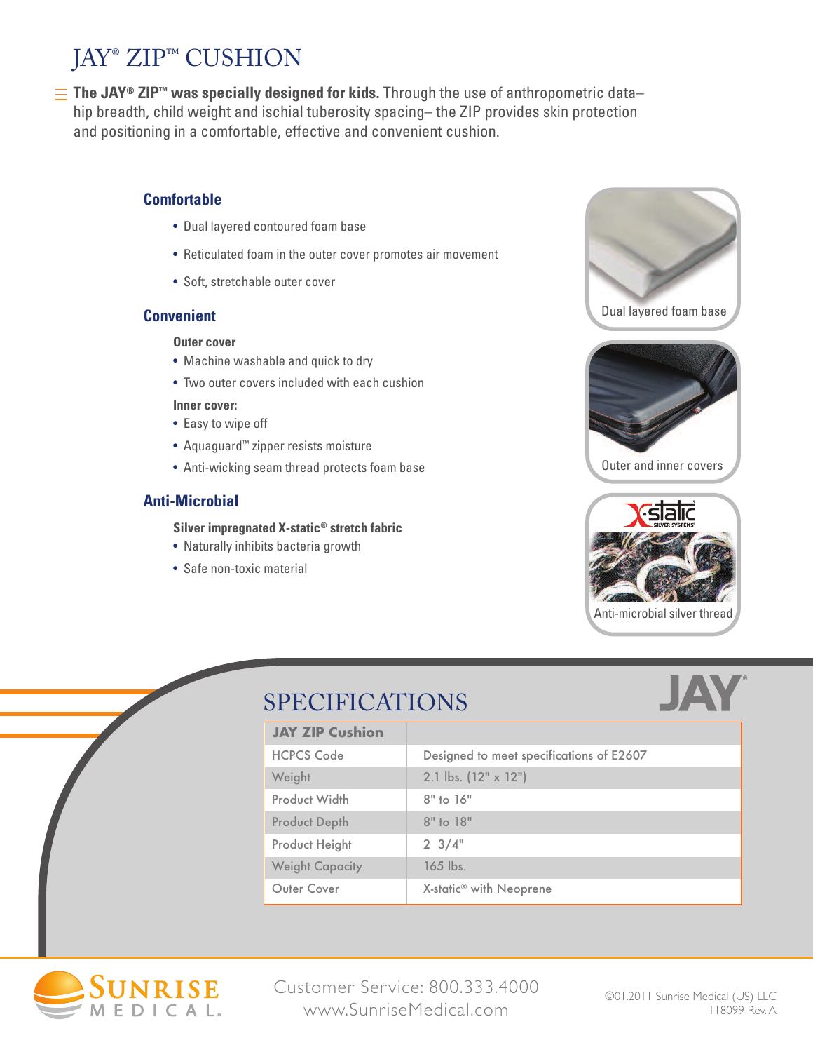# JAY® ZIP™ CUSHION

**The JAY® ZIP™ was specially designed for kids.** Through the use of anthropometric data– hip breadth, child weight and ischial tuberosity spacing– the ZIP provides skin protection and positioning in a comfortable, effective and convenient cushion.

### Comfortable

- Dual layered contoured foam base
- Reticulated foam in the outer cover promotes air movement
- Soft, stretchable outer cover

### Convenient

**Outer cover**

- Machine washable and quick to dry
- Two outer covers included with each cushion

**Inner cover:**

- Easy to wipe off
- Aquaguard™ zipper resists moisture
- Anti-wicking seam thread protects foam base

### Anti-Microbial

**Silver impregnated X-static® stretch fabric**

- Naturally inhibits bacteria growth
- Safe non-toxic material

Dual layered foam base

Outer and inner covers

Anti-microbial silver thread

## SPECIFICATIONS

| JAY ZIP Cushion | |
|---|---|
| HCPCS Code | Designed to meet specifications of E2607 |
| Weight | 2.1 lbs. (12" x 12") |
| Product Width | 8" to 16" |
| Product Depth | 8" to 18" |
| Product Height | 2 3/4" |
| Weight Capacity | 165 lbs. |
| Outer Cover | X-static® with Neoprene |

SUNRISE MEDICAL.

Customer Service: 800.333.4000
www.SunriseMedical.com

©01.2011 Sunrise Medical (US) LLC
118099 Rev. A